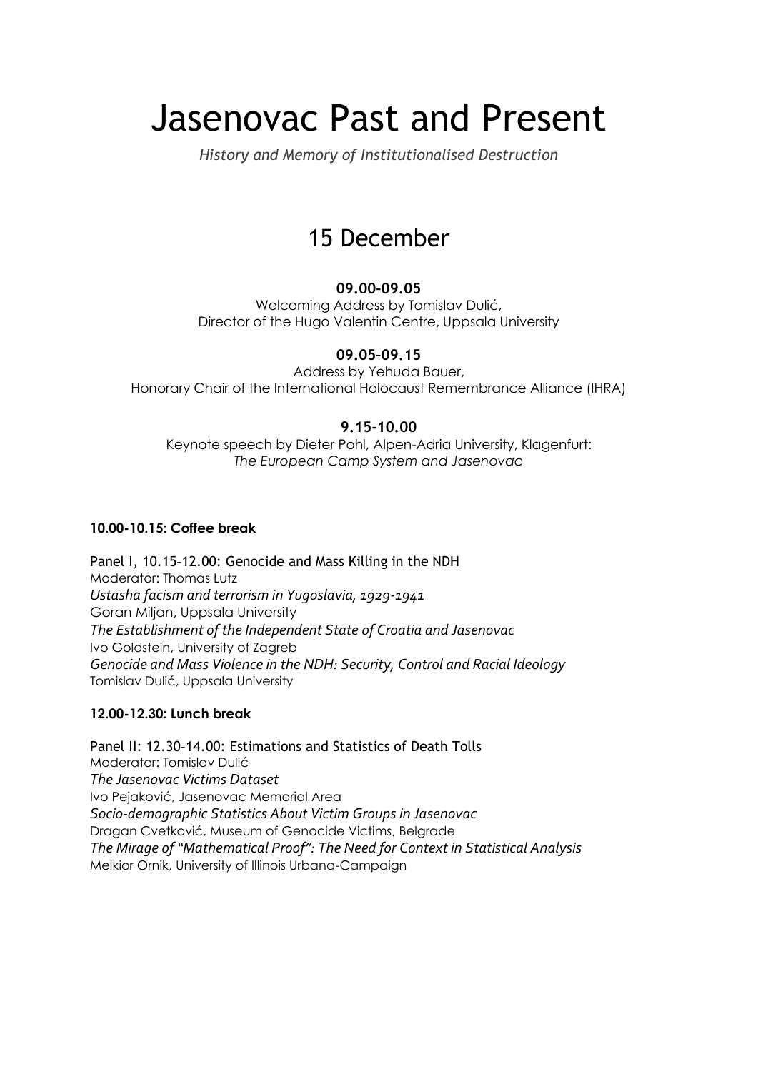# Jasenovac Past and Present

*History and Memory of Institutionalised Destruction*

## 15 December

**09.00-09.05**
Welcoming Address by Tomislav Dulić,
Director of the Hugo Valentin Centre, Uppsala University

**09.05-09.15**
Address by Yehuda Bauer,
Honorary Chair of the International Holocaust Remembrance Alliance (IHRA)

**9.15-10.00**
Keynote speech by Dieter Pohl, Alpen-Adria University, Klagenfurt:
*The European Camp System and Jasenovac*

**10.00-10.15: Coffee break**

Panel I, 10.15–12.00: Genocide and Mass Killing in the NDH
Moderator: Thomas Lutz
*Ustasha facism and terrorism in Yugoslavia, 1929-1941*
Goran Miljan, Uppsala University
*The Establishment of the Independent State of Croatia and Jasenovac*
Ivo Goldstein, University of Zagreb
*Genocide and Mass Violence in the NDH: Security, Control and Racial Ideology*
Tomislav Dulić, Uppsala University

**12.00-12.30: Lunch break**

Panel II: 12.30–14.00: Estimations and Statistics of Death Tolls
Moderator: Tomislav Dulić
*The Jasenovac Victims Dataset*
Ivo Pejaković, Jasenovac Memorial Area
*Socio-demographic Statistics About Victim Groups in Jasenovac*
Dragan Cvetković, Museum of Genocide Victims, Belgrade
*The Mirage of "Mathematical Proof": The Need for Context in Statistical Analysis*
Melkior Ornik, University of Illinois Urbana-Campaign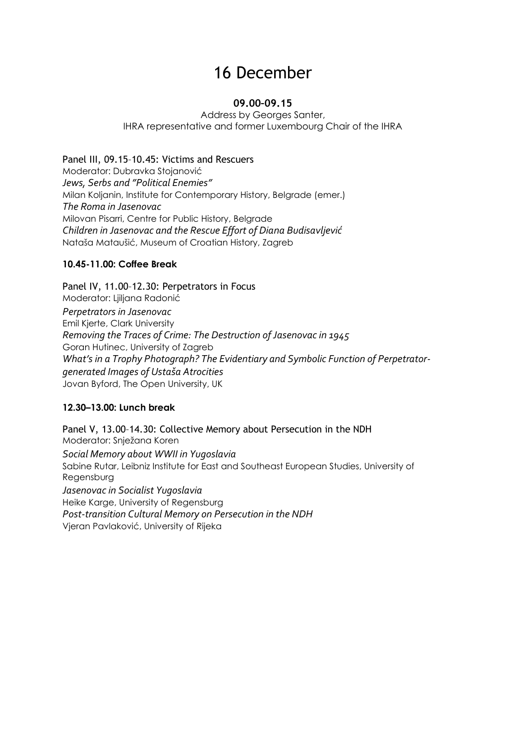# 16 December

**09.00–09.15**

Address by Georges Santer,
IHRA representative and former Luxembourg Chair of the IHRA

Panel III, 09.15–10.45: Victims and Rescuers
Moderator: Dubravka Stojanović
*Jews, Serbs and "Political Enemies"*
Milan Koljanin, Institute for Contemporary History, Belgrade (emer.)
*The Roma in Jasenovac*
Milovan Pisarri, Centre for Public History, Belgrade
*Children in Jasenovac and the Rescue Effort of Diana Budisavljević*
Nataša Mataušić, Museum of Croatian History, Zagreb

**10.45-11.00: Coffee Break**

Panel IV, 11.00–12.30: Perpetrators in Focus
Moderator: Ljiljana Radonić
*Perpetrators in Jasenovac*
Emil Kjerte, Clark University
*Removing the Traces of Crime: The Destruction of Jasenovac in 1945*
Goran Hutinec, University of Zagreb
*What's in a Trophy Photograph? The Evidentiary and Symbolic Function of Perpetrator-generated Images of Ustaša Atrocities*
Jovan Byford, The Open University, UK

**12.30–13.00: Lunch break**

Panel V, 13.00–14.30: Collective Memory about Persecution in the NDH
Moderator: Snježana Koren
*Social Memory about WWII in Yugoslavia*
Sabine Rutar, Leibniz Institute for East and Southeast European Studies, University of Regensburg
*Jasenovac in Socialist Yugoslavia*
Heike Karge, University of Regensburg
*Post-transition Cultural Memory on Persecution in the NDH*
Vjeran Pavlaković, University of Rijeka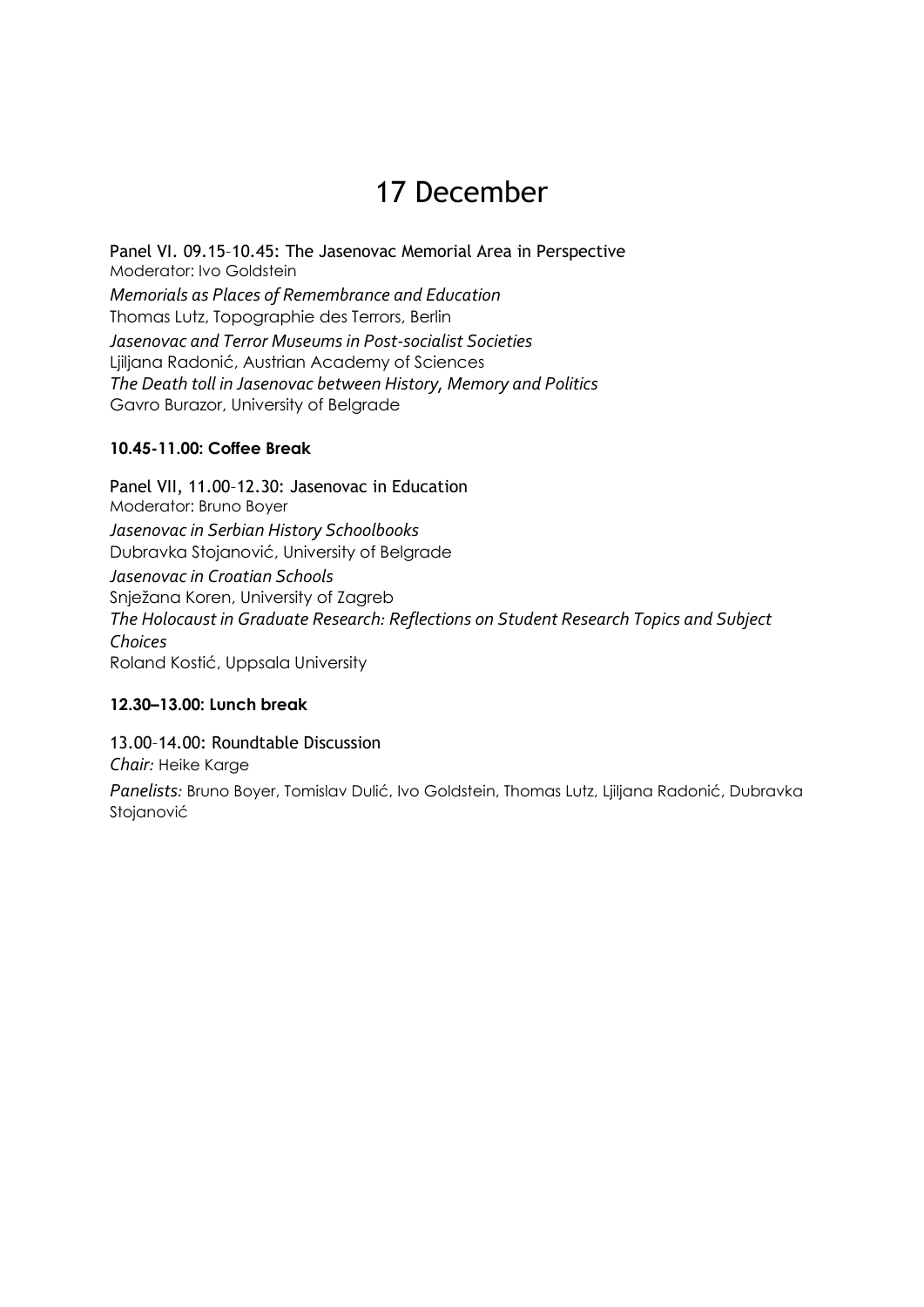# 17 December

**Panel VI. 09.15–10.45: The Jasenovac Memorial Area in Perspective**

Moderator: Ivo Goldstein

*Memorials as Places of Remembrance and Education*
Thomas Lutz, Topographie des Terrors, Berlin

*Jasenovac and Terror Museums in Post-socialist Societies*
Ljiljana Radonić, Austrian Academy of Sciences

*The Death toll in Jasenovac between History, Memory and Politics*
Gavro Burazor, University of Belgrade

**10.45-11.00: Coffee Break**

**Panel VII, 11.00–12.30: Jasenovac in Education**

Moderator: Bruno Boyer

*Jasenovac in Serbian History Schoolbooks*
Dubravka Stojanović, University of Belgrade

*Jasenovac in Croatian Schools*
Snježana Koren, University of Zagreb

*The Holocaust in Graduate Research: Reflections on Student Research Topics and Subject Choices*
Roland Kostić, Uppsala University

**12.30–13.00: Lunch break**

**13.00–14.00: Roundtable Discussion**

*Chair:* Heike Karge

*Panelists:* Bruno Boyer, Tomislav Dulić, Ivo Goldstein, Thomas Lutz, Ljiljana Radonić, Dubravka Stojanović